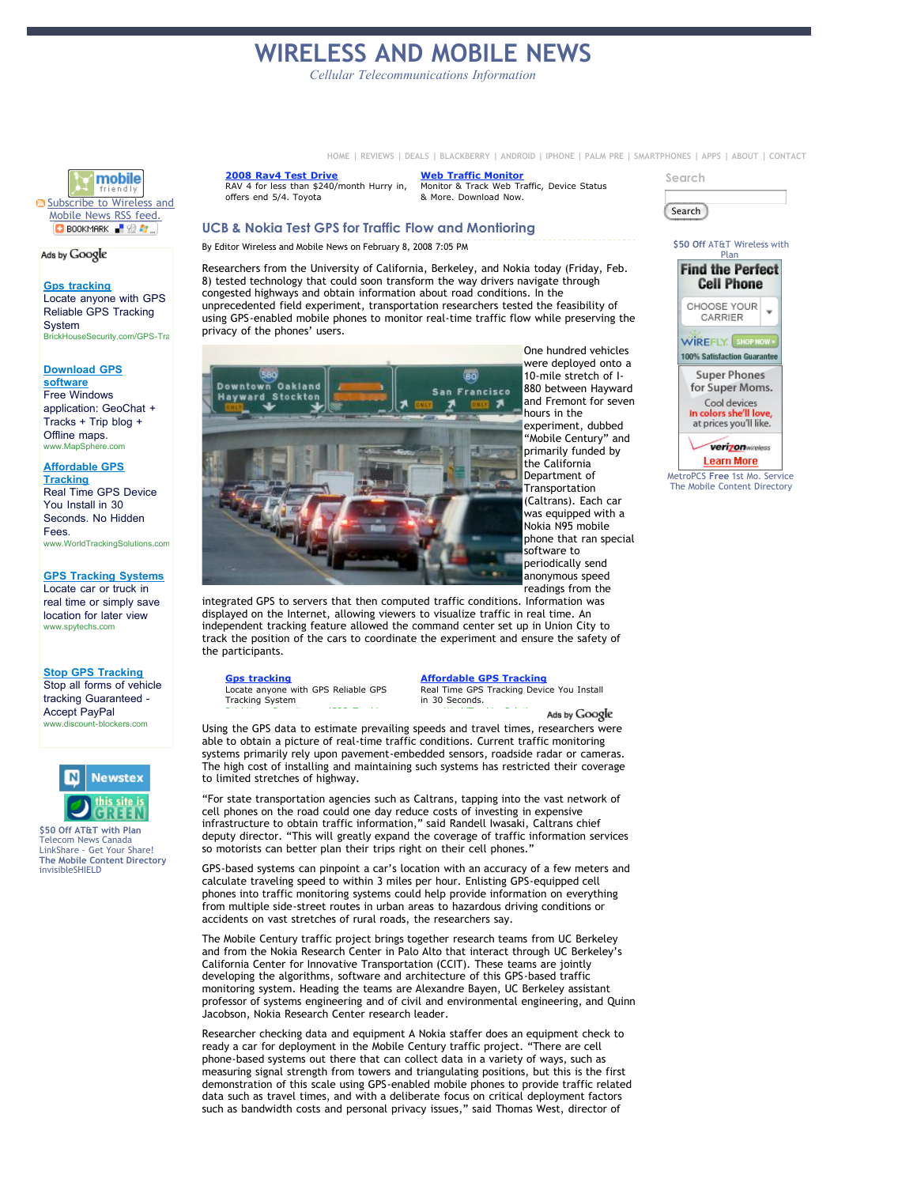# WIRELESS AND MOBILE NEWS

*Cellular Telecommunications Information*

HOME | REVIEWS | DEALS | BLACKBERRY | ANDROID | IPHONE | PALM PRE | SMARTPHONES | APPS | ABOUT | CONTACT

Subscribe to Wireless and Mobile News RSS feed.

Ads by Google

**Gps tracking**
Locate anyone with GPS Reliable GPS Tracking System
BrickHouseSecurity.com/GPS-Tra

**Download GPS software**
Free Windows application: GeoChat + Tracks + Trip blog + Offline maps.
www.MapSphere.com

**Affordable GPS Tracking**
Real Time GPS Device You Install in 30 Seconds. No Hidden Fees.
www.WorldTrackingSolutions.com

**GPS Tracking Systems**
Locate car or truck in real time or simply save location for later view
www.spytechs.com

**Stop GPS Tracking**
Stop all forms of vehicle tracking Guaranteed - Accept PayPal
www.discount-blockers.com

$50 Off AT&T with Plan
Telecom News Canada
LinkShare - Get Your Share!
The Mobile Content Directory
invisibleSHIELD

**2008 Rav4 Test Drive**
RAV 4 for less than $240/month Hurry in, offers end 5/4. Toyota

**Web Traffic Monitor**
Monitor & Track Web Traffic, Device Status & More. Download Now.

## UCB & Nokia Test GPS for Traffic Flow and Montioring

By Editor Wireless and Mobile News on February 8, 2008 7:05 PM

Researchers from the University of California, Berkeley, and Nokia today (Friday, Feb. 8) tested technology that could soon transform the way drivers navigate through congested highways and obtain information about road conditions. In the unprecedented field experiment, transportation researchers tested the feasibility of using GPS-enabled mobile phones to monitor real-time traffic flow while preserving the privacy of the phones' users.

One hundred vehicles were deployed onto a 10-mile stretch of I-880 between Hayward and Fremont for seven hours in the experiment, dubbed "Mobile Century" and primarily funded by the California Department of Transportation (Caltrans). Each car was equipped with a Nokia N95 mobile phone that ran special software to periodically send anonymous speed readings from the integrated GPS to servers that then computed traffic conditions. Information was displayed on the Internet, allowing viewers to visualize traffic in real time. An independent tracking feature allowed the command center set up in Union City to track the position of the cars to coordinate the experiment and ensure the safety of the participants.

**Gps tracking**
Locate anyone with GPS Reliable GPS Tracking System

**Affordable GPS Tracking**
Real Time GPS Tracking Device You Install in 30 Seconds.

Ads by Google

Using the GPS data to estimate prevailing speeds and travel times, researchers were able to obtain a picture of real-time traffic conditions. Current traffic monitoring systems primarily rely upon pavement-embedded sensors, roadside radar or cameras. The high cost of installing and maintaining such systems has restricted their coverage to limited stretches of highway.

"For state transportation agencies such as Caltrans, tapping into the vast network of cell phones on the road could one day reduce costs of investing in expensive infrastructure to obtain traffic information," said Randell Iwasaki, Caltrans chief deputy director. "This will greatly expand the coverage of traffic information services so motorists can better plan their trips right on their cell phones."

GPS-based systems can pinpoint a car's location with an accuracy of a few meters and calculate traveling speed to within 3 miles per hour. Enlisting GPS-equipped cell phones into traffic monitoring systems could help provide information on everything from multiple side-street routes in urban areas to hazardous driving conditions or accidents on vast stretches of rural roads, the researchers say.

The Mobile Century traffic project brings together research teams from UC Berkeley and from the Nokia Research Center in Palo Alto that interact through UC Berkeley's California Center for Innovative Transportation (CCIT). These teams are jointly developing the algorithms, software and architecture of this GPS-based traffic monitoring system. Heading the teams are Alexandre Bayen, UC Berkeley assistant professor of systems engineering and of civil and environmental engineering, and Quinn Jacobson, Nokia Research Center research leader.

Researcher checking data and equipment A Nokia staffer does an equipment check to ready a car for deployment in the Mobile Century traffic project. "There are cell phone-based systems out there that can collect data in a variety of ways, such as measuring signal strength from towers and triangulating positions, but this is the first demonstration of this scale using GPS-enabled mobile phones to provide traffic related data such as travel times, and with a deliberate focus on critical deployment factors such as bandwidth costs and personal privacy issues," said Thomas West, director of

Search

$50 Off AT&T Wireless with Plan
MetroPCS Free 1st Mo. Service
The Mobile Content Directory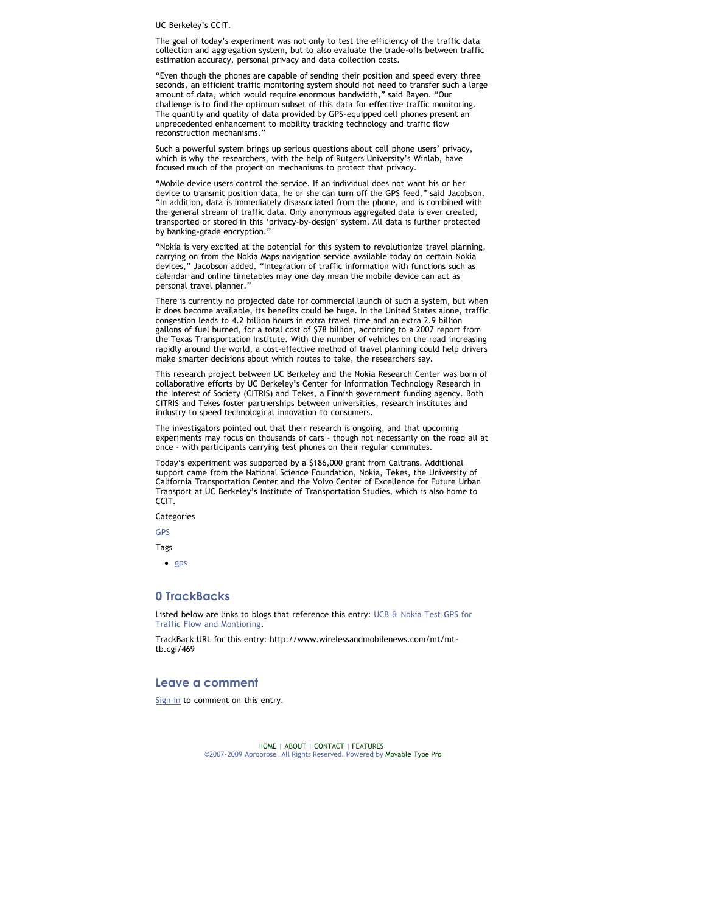UC Berkeley's CCIT.

The goal of today's experiment was not only to test the efficiency of the traffic data collection and aggregation system, but to also evaluate the trade-offs between traffic estimation accuracy, personal privacy and data collection costs.

"Even though the phones are capable of sending their position and speed every three seconds, an efficient traffic monitoring system should not need to transfer such a large amount of data, which would require enormous bandwidth," said Bayen. "Our challenge is to find the optimum subset of this data for effective traffic monitoring. The quantity and quality of data provided by GPS-equipped cell phones present an unprecedented enhancement to mobility tracking technology and traffic flow reconstruction mechanisms."

Such a powerful system brings up serious questions about cell phone users' privacy, which is why the researchers, with the help of Rutgers University's Winlab, have focused much of the project on mechanisms to protect that privacy.

"Mobile device users control the service. If an individual does not want his or her device to transmit position data, he or she can turn off the GPS feed," said Jacobson. "In addition, data is immediately disassociated from the phone, and is combined with the general stream of traffic data. Only anonymous aggregated data is ever created, transported or stored in this 'privacy-by-design' system. All data is further protected by banking-grade encryption."

"Nokia is very excited at the potential for this system to revolutionize travel planning, carrying on from the Nokia Maps navigation service available today on certain Nokia devices," Jacobson added. "Integration of traffic information with functions such as calendar and online timetables may one day mean the mobile device can act as personal travel planner."

There is currently no projected date for commercial launch of such a system, but when it does become available, its benefits could be huge. In the United States alone, traffic congestion leads to 4.2 billion hours in extra travel time and an extra 2.9 billion gallons of fuel burned, for a total cost of $78 billion, according to a 2007 report from the Texas Transportation Institute. With the number of vehicles on the road increasing rapidly around the world, a cost-effective method of travel planning could help drivers make smarter decisions about which routes to take, the researchers say.

This research project between UC Berkeley and the Nokia Research Center was born of collaborative efforts by UC Berkeley's Center for Information Technology Research in the Interest of Society (CITRIS) and Tekes, a Finnish government funding agency. Both CITRIS and Tekes foster partnerships between universities, research institutes and industry to speed technological innovation to consumers.

The investigators pointed out that their research is ongoing, and that upcoming experiments may focus on thousands of cars - though not necessarily on the road all at once - with participants carrying test phones on their regular commutes.

Today's experiment was supported by a $186,000 grant from Caltrans. Additional support came from the National Science Foundation, Nokia, Tekes, the University of California Transportation Center and the Volvo Center of Excellence for Future Urban Transport at UC Berkeley's Institute of Transportation Studies, which is also home to CCIT.

Categories

GPS

Tags

- gps

## 0 TrackBacks

Listed below are links to blogs that reference this entry: UCB & Nokia Test GPS for Traffic Flow and Montioring.

TrackBack URL for this entry: http://www.wirelessandmobilenews.com/mt/mt-tb.cgi/469

## Leave a comment

Sign in to comment on this entry.

HOME | ABOUT | CONTACT | FEATURES
©2007-2009 Aproprose. All Rights Reserved. Powered by Movable Type Pro